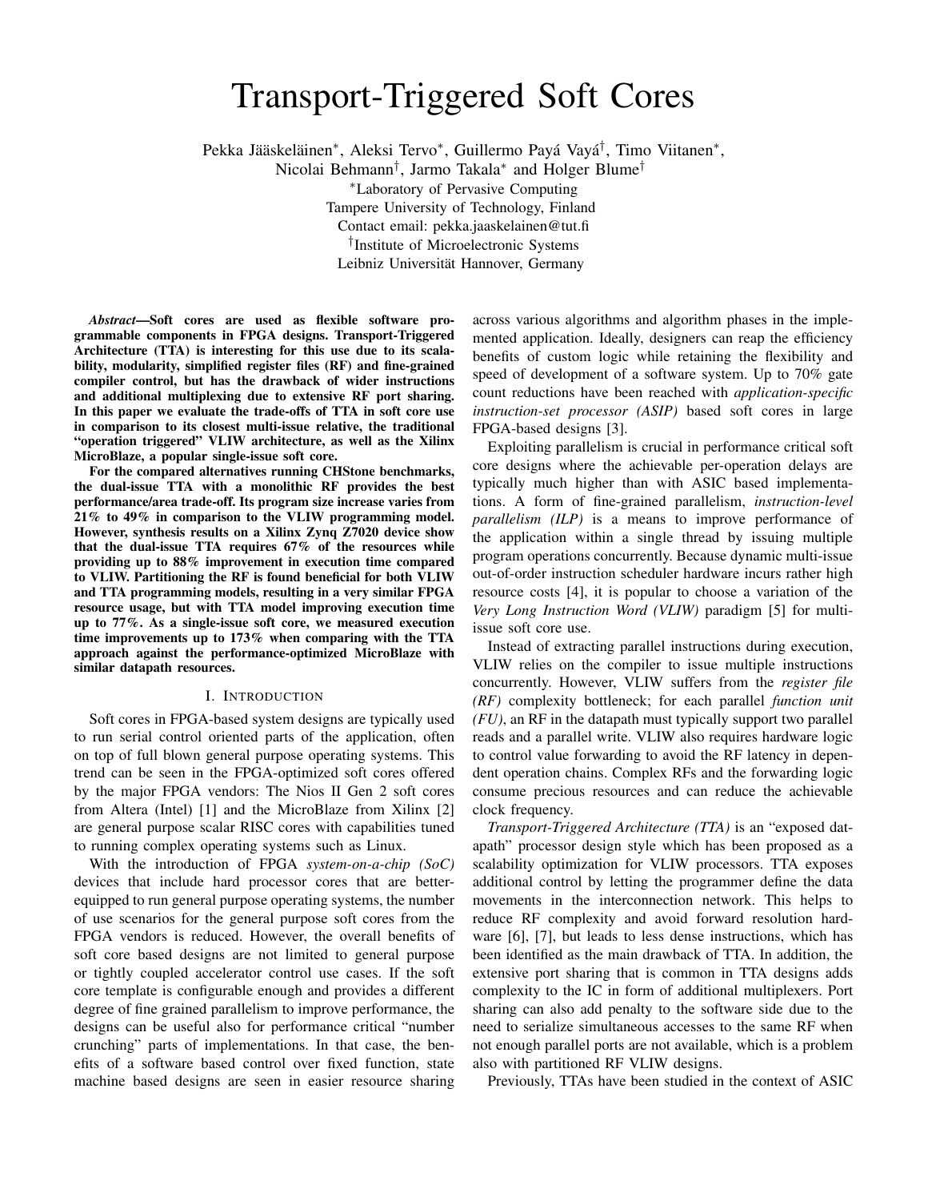# Transport-Triggered Soft Cores

Pekka Jääskeläinen*, Aleksi Tervo*, Guillermo Payá Vayá†, Timo Viitanen*, Nicolai Behmann†, Jarmo Takala* and Holger Blume†

*Laboratory of Pervasive Computing
Tampere University of Technology, Finland
Contact email: pekka.jaaskelainen@tut.fi

†Institute of Microelectronic Systems
Leibniz Universität Hannover, Germany

***Abstract*—Soft cores are used as flexible software programmable components in FPGA designs. Transport-Triggered Architecture (TTA) is interesting for this use due to its scalability, modularity, simplified register files (RF) and fine-grained compiler control, but has the drawback of wider instructions and additional multiplexing due to extensive RF port sharing. In this paper we evaluate the trade-offs of TTA in soft core use in comparison to its closest multi-issue relative, the traditional "operation triggered" VLIW architecture, as well as the Xilinx MicroBlaze, a popular single-issue soft core.**

**For the compared alternatives running CHStone benchmarks, the dual-issue TTA with a monolithic RF provides the best performance/area trade-off. Its program size increase varies from 21% to 49% in comparison to the VLIW programming model. However, synthesis results on a Xilinx Zynq Z7020 device show that the dual-issue TTA requires 67% of the resources while providing up to 88% improvement in execution time compared to VLIW. Partitioning the RF is found beneficial for both VLIW and TTA programming models, resulting in a very similar FPGA resource usage, but with TTA model improving execution time up to 77%. As a single-issue soft core, we measured execution time improvements up to 173% when comparing with the TTA approach against the performance-optimized MicroBlaze with similar datapath resources.**

## I. Introduction

Soft cores in FPGA-based system designs are typically used to run serial control oriented parts of the application, often on top of full blown general purpose operating systems. This trend can be seen in the FPGA-optimized soft cores offered by the major FPGA vendors: The Nios II Gen 2 soft cores from Altera (Intel) [1] and the MicroBlaze from Xilinx [2] are general purpose scalar RISC cores with capabilities tuned to running complex operating systems such as Linux.

With the introduction of FPGA *system-on-a-chip (SoC)* devices that include hard processor cores that are better-equipped to run general purpose operating systems, the number of use scenarios for the general purpose soft cores from the FPGA vendors is reduced. However, the overall benefits of soft core based designs are not limited to general purpose or tightly coupled accelerator control use cases. If the soft core template is configurable enough and provides a different degree of fine grained parallelism to improve performance, the designs can be useful also for performance critical "number crunching" parts of implementations. In that case, the benefits of a software based control over fixed function, state machine based designs are seen in easier resource sharing across various algorithms and algorithm phases in the implemented application. Ideally, designers can reap the efficiency benefits of custom logic while retaining the flexibility and speed of development of a software system. Up to 70% gate count reductions have been reached with *application-specific instruction-set processor (ASIP)* based soft cores in large FPGA-based designs [3].

Exploiting parallelism is crucial in performance critical soft core designs where the achievable per-operation delays are typically much higher than with ASIC based implementations. A form of fine-grained parallelism, *instruction-level parallelism (ILP)* is a means to improve performance of the application within a single thread by issuing multiple program operations concurrently. Because dynamic multi-issue out-of-order instruction scheduler hardware incurs rather high resource costs [4], it is popular to choose a variation of the *Very Long Instruction Word (VLIW)* paradigm [5] for multi-issue soft core use.

Instead of extracting parallel instructions during execution, VLIW relies on the compiler to issue multiple instructions concurrently. However, VLIW suffers from the *register file (RF)* complexity bottleneck; for each parallel *function unit (FU)*, an RF in the datapath must typically support two parallel reads and a parallel write. VLIW also requires hardware logic to control value forwarding to avoid the RF latency in dependent operation chains. Complex RFs and the forwarding logic consume precious resources and can reduce the achievable clock frequency.

*Transport-Triggered Architecture (TTA)* is an "exposed datapath" processor design style which has been proposed as a scalability optimization for VLIW processors. TTA exposes additional control by letting the programmer define the data movements in the interconnection network. This helps to reduce RF complexity and avoid forward resolution hardware [6], [7], but leads to less dense instructions, which has been identified as the main drawback of TTA. In addition, the extensive port sharing that is common in TTA designs adds complexity to the IC in form of additional multiplexers. Port sharing can also add penalty to the software side due to the need to serialize simultaneous accesses to the same RF when not enough parallel ports are not available, which is a problem also with partitioned RF VLIW designs.

Previously, TTAs have been studied in the context of ASIC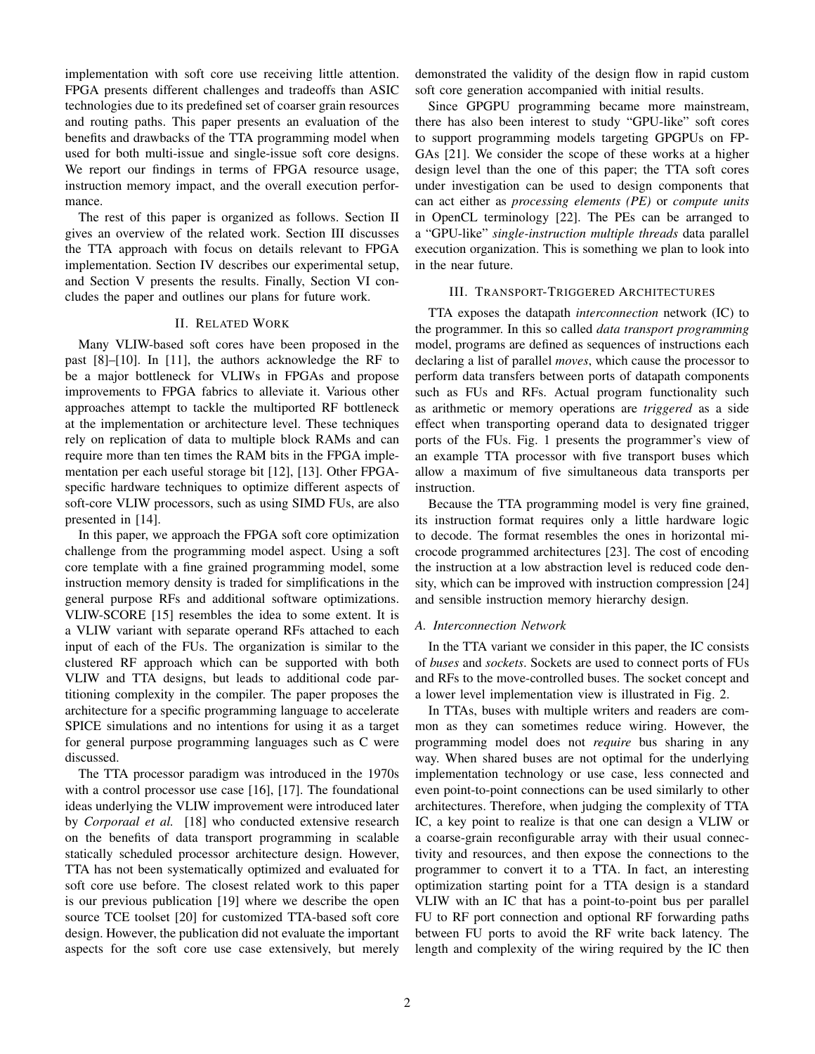implementation with soft core use receiving little attention. FPGA presents different challenges and tradeoffs than ASIC technologies due to its predefined set of coarser grain resources and routing paths. This paper presents an evaluation of the benefits and drawbacks of the TTA programming model when used for both multi-issue and single-issue soft core designs. We report our findings in terms of FPGA resource usage, instruction memory impact, and the overall execution performance.

The rest of this paper is organized as follows. Section II gives an overview of the related work. Section III discusses the TTA approach with focus on details relevant to FPGA implementation. Section IV describes our experimental setup, and Section V presents the results. Finally, Section VI concludes the paper and outlines our plans for future work.

## II. Related Work

Many VLIW-based soft cores have been proposed in the past [8]–[10]. In [11], the authors acknowledge the RF to be a major bottleneck for VLIWs in FPGAs and propose improvements to FPGA fabrics to alleviate it. Various other approaches attempt to tackle the multiported RF bottleneck at the implementation or architecture level. These techniques rely on replication of data to multiple block RAMs and can require more than ten times the RAM bits in the FPGA implementation per each useful storage bit [12], [13]. Other FPGA-specific hardware techniques to optimize different aspects of soft-core VLIW processors, such as using SIMD FUs, are also presented in [14].

In this paper, we approach the FPGA soft core optimization challenge from the programming model aspect. Using a soft core template with a fine grained programming model, some instruction memory density is traded for simplifications in the general purpose RFs and additional software optimizations. VLIW-SCORE [15] resembles the idea to some extent. It is a VLIW variant with separate operand RFs attached to each input of each of the FUs. The organization is similar to the clustered RF approach which can be supported with both VLIW and TTA designs, but leads to additional code partitioning complexity in the compiler. The paper proposes the architecture for a specific programming language to accelerate SPICE simulations and no intentions for using it as a target for general purpose programming languages such as C were discussed.

The TTA processor paradigm was introduced in the 1970s with a control processor use case [16], [17]. The foundational ideas underlying the VLIW improvement were introduced later by *Corporaal et al.* [18] who conducted extensive research on the benefits of data transport programming in scalable statically scheduled processor architecture design. However, TTA has not been systematically optimized and evaluated for soft core use before. The closest related work to this paper is our previous publication [19] where we describe the open source TCE toolset [20] for customized TTA-based soft core design. However, the publication did not evaluate the important aspects for the soft core use case extensively, but merely demonstrated the validity of the design flow in rapid custom soft core generation accompanied with initial results.

Since GPGPU programming became more mainstream, there has also been interest to study "GPU-like" soft cores to support programming models targeting GPGPUs on FPGAs [21]. We consider the scope of these works at a higher design level than the one of this paper; the TTA soft cores under investigation can be used to design components that can act either as *processing elements (PE)* or *compute units* in OpenCL terminology [22]. The PEs can be arranged to a "GPU-like" *single-instruction multiple threads* data parallel execution organization. This is something we plan to look into in the near future.

## III. Transport-Triggered Architectures

TTA exposes the datapath *interconnection* network (IC) to the programmer. In this so called *data transport programming* model, programs are defined as sequences of instructions each declaring a list of parallel *moves*, which cause the processor to perform data transfers between ports of datapath components such as FUs and RFs. Actual program functionality such as arithmetic or memory operations are *triggered* as a side effect when transporting operand data to designated trigger ports of the FUs. Fig. 1 presents the programmer's view of an example TTA processor with five transport buses which allow a maximum of five simultaneous data transports per instruction.

Because the TTA programming model is very fine grained, its instruction format requires only a little hardware logic to decode. The format resembles the ones in horizontal microcode programmed architectures [23]. The cost of encoding the instruction at a low abstraction level is reduced code density, which can be improved with instruction compression [24] and sensible instruction memory hierarchy design.

### A. Interconnection Network

In the TTA variant we consider in this paper, the IC consists of *buses* and *sockets*. Sockets are used to connect ports of FUs and RFs to the move-controlled buses. The socket concept and a lower level implementation view is illustrated in Fig. 2.

In TTAs, buses with multiple writers and readers are common as they can sometimes reduce wiring. However, the programming model does not *require* bus sharing in any way. When shared buses are not optimal for the underlying implementation technology or use case, less connected and even point-to-point connections can be used similarly to other architectures. Therefore, when judging the complexity of TTA IC, a key point to realize is that one can design a VLIW or a coarse-grain reconfigurable array with their usual connectivity and resources, and then expose the connections to the programmer to convert it to a TTA. In fact, an interesting optimization starting point for a TTA design is a standard VLIW with an IC that has a point-to-point bus per parallel FU to RF port connection and optional RF forwarding paths between FU ports to avoid the RF write back latency. The length and complexity of the wiring required by the IC then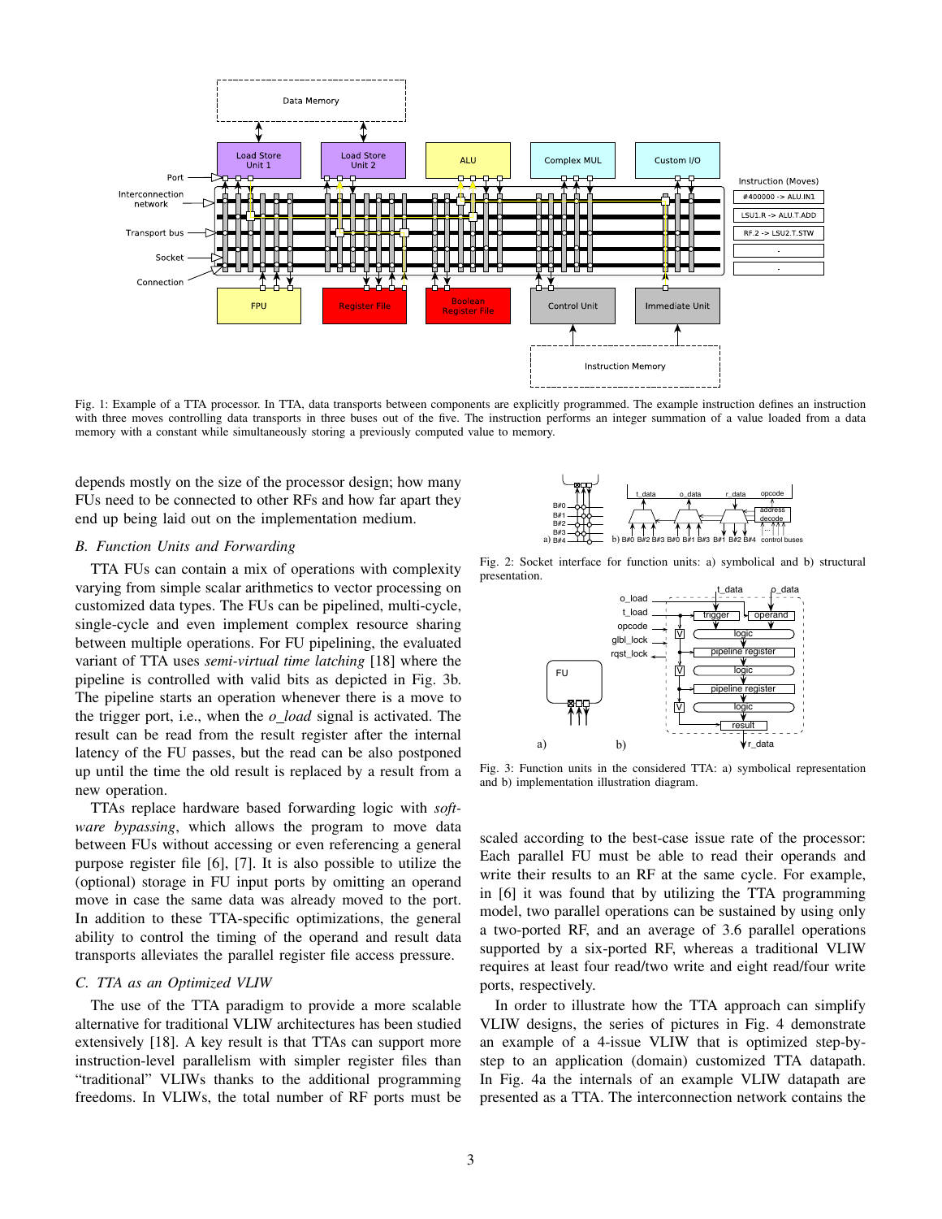Fig. 1: Example of a TTA processor. In TTA, data transports between components are explicitly programmed. The example instruction defines an instruction with three moves controlling data transports in three buses out of the five. The instruction performs an integer summation of a value loaded from a data memory with a constant while simultaneously storing a previously computed value to memory.

depends mostly on the size of the processor design; how many FUs need to be connected to other RFs and how far apart they end up being laid out on the implementation medium.

### B. Function Units and Forwarding

TTA FUs can contain a mix of operations with complexity varying from simple scalar arithmetics to vector processing on customized data types. The FUs can be pipelined, multi-cycle, single-cycle and even implement complex resource sharing between multiple operations. For FU pipelining, the evaluated variant of TTA uses *semi-virtual time latching* [18] where the pipeline is controlled with valid bits as depicted in Fig. 3b. The pipeline starts an operation whenever there is a move to the trigger port, i.e., when the *o_load* signal is activated. The result can be read from the result register after the internal latency of the FU passes, but the read can be also postponed up until the time the old result is replaced by a result from a new operation.

TTAs replace hardware based forwarding logic with *software bypassing*, which allows the program to move data between FUs without accessing or even referencing a general purpose register file [6], [7]. It is also possible to utilize the (optional) storage in FU input ports by omitting an operand move in case the same data was already moved to the port. In addition to these TTA-specific optimizations, the general ability to control the timing of the operand and result data transports alleviates the parallel register file access pressure.

### C. TTA as an Optimized VLIW

The use of the TTA paradigm to provide a more scalable alternative for traditional VLIW architectures has been studied extensively [18]. A key result is that TTAs can support more instruction-level parallelism with simpler register files than "traditional" VLIWs thanks to the additional programming freedoms. In VLIWs, the total number of RF ports must be scaled according to the best-case issue rate of the processor: Each parallel FU must be able to read their operands and write their results to an RF at the same cycle. For example, in [6] it was found that by utilizing the TTA programming model, two parallel operations can be sustained by using only a two-ported RF, and an average of 3.6 parallel operations supported by a six-ported RF, whereas a traditional VLIW requires at least four read/two write and eight read/four write ports, respectively.

Fig. 2: Socket interface for function units: a) symbolical and b) structural presentation.

Fig. 3: Function units in the considered TTA: a) symbolical representation and b) implementation illustration diagram.

In order to illustrate how the TTA approach can simplify VLIW designs, the series of pictures in Fig. 4 demonstrate an example of a 4-issue VLIW that is optimized step-by-step to an application (domain) customized TTA datapath. In Fig. 4a the internals of an example VLIW datapath are presented as a TTA. The interconnection network contains the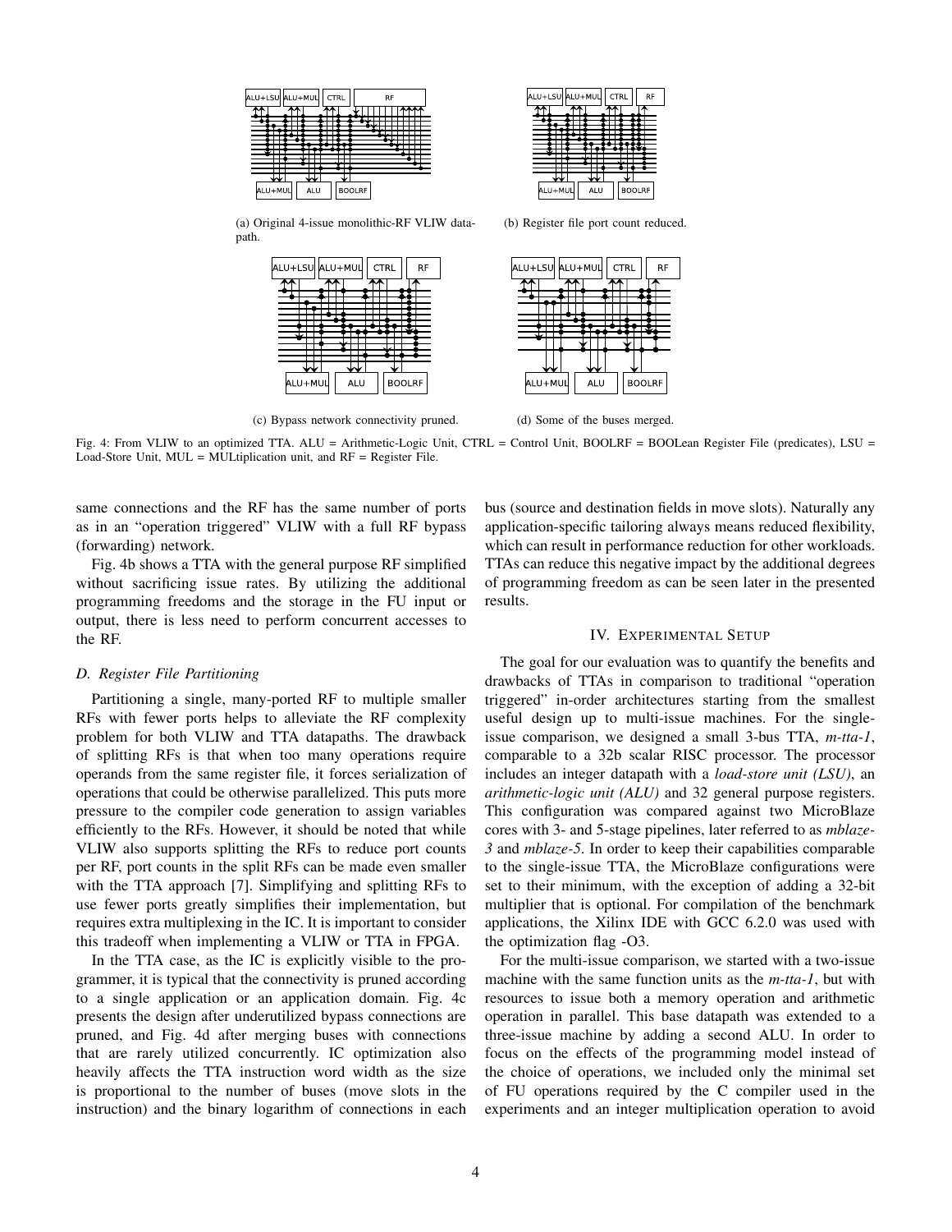(a) Original 4-issue monolithic-RF VLIW datapath.

(b) Register file port count reduced.

(c) Bypass network connectivity pruned.

(d) Some of the buses merged.

Fig. 4: From VLIW to an optimized TTA. ALU = Arithmetic-Logic Unit, CTRL = Control Unit, BOOLRF = BOOLean Register File (predicates), LSU = Load-Store Unit, MUL = MULtiplication unit, and RF = Register File.

same connections and the RF has the same number of ports as in an "operation triggered" VLIW with a full RF bypass (forwarding) network.

Fig. 4b shows a TTA with the general purpose RF simplified without sacrificing issue rates. By utilizing the additional programming freedoms and the storage in the FU input or output, there is less need to perform concurrent accesses to the RF.

### *D. Register File Partitioning*

Partitioning a single, many-ported RF to multiple smaller RFs with fewer ports helps to alleviate the RF complexity problem for both VLIW and TTA datapaths. The drawback of splitting RFs is that when too many operations require operands from the same register file, it forces serialization of operations that could be otherwise parallelized. This puts more pressure to the compiler code generation to assign variables efficiently to the RFs. However, it should be noted that while VLIW also supports splitting the RFs to reduce port counts per RF, port counts in the split RFs can be made even smaller with the TTA approach [7]. Simplifying and splitting RFs to use fewer ports greatly simplifies their implementation, but requires extra multiplexing in the IC. It is important to consider this tradeoff when implementing a VLIW or TTA in FPGA.

In the TTA case, as the IC is explicitly visible to the programmer, it is typical that the connectivity is pruned according to a single application or an application domain. Fig. 4c presents the design after underutilized bypass connections are pruned, and Fig. 4d after merging buses with connections that are rarely utilized concurrently. IC optimization also heavily affects the TTA instruction word width as the size is proportional to the number of buses (move slots in the instruction) and the binary logarithm of connections in each bus (source and destination fields in move slots). Naturally any application-specific tailoring always means reduced flexibility, which can result in performance reduction for other workloads. TTAs can reduce this negative impact by the additional degrees of programming freedom as can be seen later in the presented results.

## IV. Experimental Setup

The goal for our evaluation was to quantify the benefits and drawbacks of TTAs in comparison to traditional "operation triggered" in-order architectures starting from the smallest useful design up to multi-issue machines. For the single-issue comparison, we designed a small 3-bus TTA, *m-tta-1*, comparable to a 32b scalar RISC processor. The processor includes an integer datapath with a *load-store unit (LSU)*, an *arithmetic-logic unit (ALU)* and 32 general purpose registers. This configuration was compared against two MicroBlaze cores with 3- and 5-stage pipelines, later referred to as *mblaze-3* and *mblaze-5*. In order to keep their capabilities comparable to the single-issue TTA, the MicroBlaze configurations were set to their minimum, with the exception of adding a 32-bit multiplier that is optional. For compilation of the benchmark applications, the Xilinx IDE with GCC 6.2.0 was used with the optimization flag -O3.

For the multi-issue comparison, we started with a two-issue machine with the same function units as the *m-tta-1*, but with resources to issue both a memory operation and arithmetic operation in parallel. This base datapath was extended to a three-issue machine by adding a second ALU. In order to focus on the effects of the programming model instead of the choice of operations, we included only the minimal set of FU operations required by the C compiler used in the experiments and an integer multiplication operation to avoid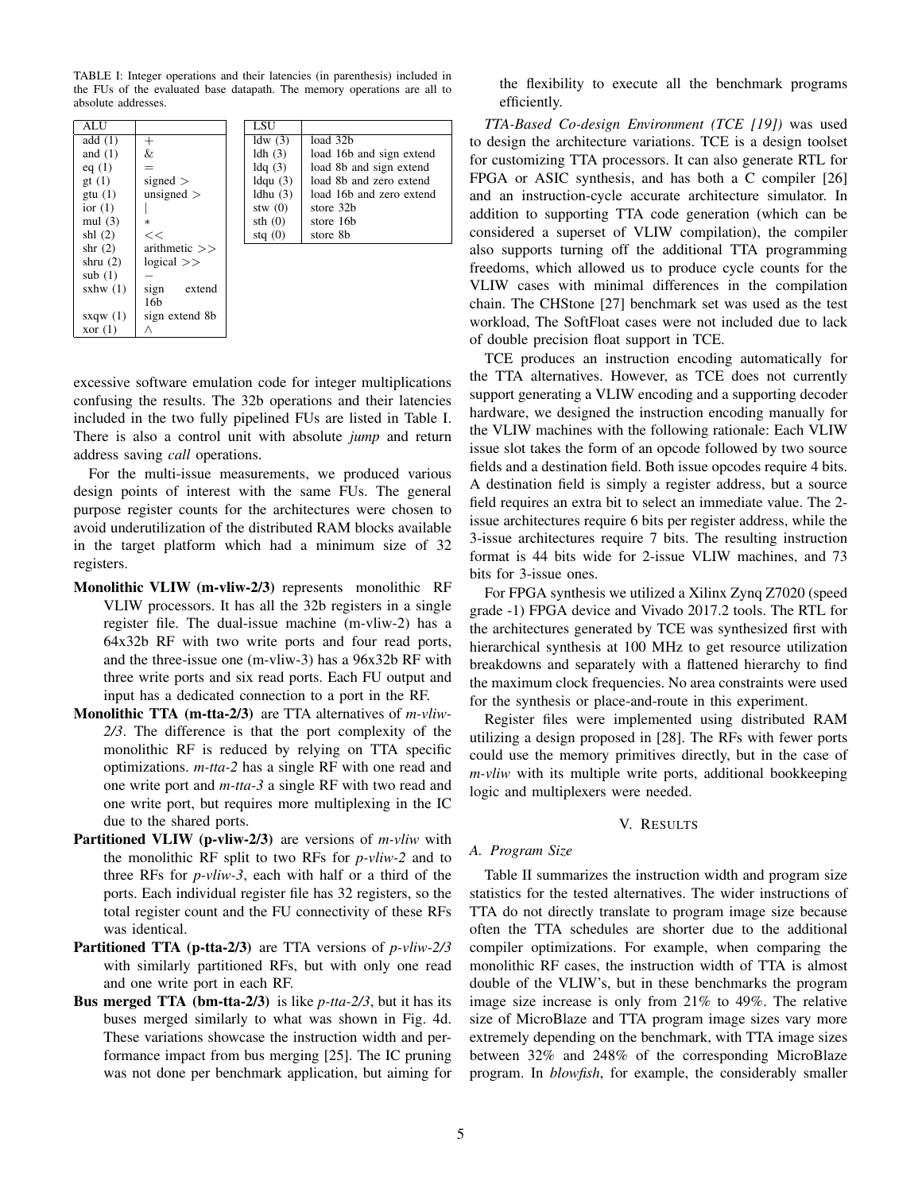TABLE I: Integer operations and their latencies (in parenthesis) included in the FUs of the evaluated base datapath. The memory operations are all to absolute addresses.

| ALU | |
|---|---|
| add (1) | + |
| and (1) | & |
| eq (1) | = |
| gt (1) | signed > |
| gtu (1) | unsigned > |
| ior (1) | \| |
| mul (3) | * |
| shl (2) | << |
| shr (2) | arithmetic >> |
| shru (2) | logical >> |
| sub (1) | − |
| sxhw (1) | sign extend 16b |
| sxqw (1) | sign extend 8b |
| xor (1) | ∧ |

| LSU | |
|---|---|
| ldw (3) | load 32b |
| ldh (3) | load 16b and sign extend |
| ldq (3) | load 8b and sign extend |
| ldqu (3) | load 8b and zero extend |
| ldhu (3) | load 16b and zero extend |
| stw (0) | store 32b |
| sth (0) | store 16b |
| stq (0) | store 8b |

excessive software emulation code for integer multiplications confusing the results. The 32b operations and their latencies included in the two fully pipelined FUs are listed in Table I. There is also a control unit with absolute *jump* and return address saving *call* operations.

For the multi-issue measurements, we produced various design points of interest with the same FUs. The general purpose register counts for the architectures were chosen to avoid underutilization of the distributed RAM blocks available in the target platform which had a minimum size of 32 registers.

- **Monolithic VLIW (m-vliw-2/3)** represents monolithic RF VLIW processors. It has all the 32b registers in a single register file. The dual-issue machine (m-vliw-2) has a 64x32b RF with two write ports and four read ports, and the three-issue one (m-vliw-3) has a 96x32b RF with three write ports and six read ports. Each FU output and input has a dedicated connection to a port in the RF.
- **Monolithic TTA (m-tta-2/3)** are TTA alternatives of *m-vliw-2/3*. The difference is that the port complexity of the monolithic RF is reduced by relying on TTA specific optimizations. *m-tta-2* has a single RF with one read and one write port and *m-tta-3* a single RF with two read and one write port, but requires more multiplexing in the IC due to the shared ports.
- **Partitioned VLIW (p-vliw-2/3)** are versions of *m-vliw* with the monolithic RF split to two RFs for *p-vliw-2* and to three RFs for *p-vliw-3*, each with half or a third of the ports. Each individual register file has 32 registers, so the total register count and the FU connectivity of these RFs was identical.
- **Partitioned TTA (p-tta-2/3)** are TTA versions of *p-vliw-2/3* with similarly partitioned RFs, but with only one read and one write port in each RF.
- **Bus merged TTA (bm-tta-2/3)** is like *p-tta-2/3*, but it has its buses merged similarly to what was shown in Fig. 4d. These variations showcase the instruction width and performance impact from bus merging [25]. The IC pruning was not done per benchmark application, but aiming for the flexibility to execute all the benchmark programs efficiently.

*TTA-Based Co-design Environment (TCE [19])* was used to design the architecture variations. TCE is a design toolset for customizing TTA processors. It can also generate RTL for FPGA or ASIC synthesis, and has both a C compiler [26] and an instruction-cycle accurate architecture simulator. In addition to supporting TTA code generation (which can be considered a superset of VLIW compilation), the compiler also supports turning off the additional TTA programming freedoms, which allowed us to produce cycle counts for the VLIW cases with minimal differences in the compilation chain. The CHStone [27] benchmark set was used as the test workload, The SoftFloat cases were not included due to lack of double precision float support in TCE.

TCE produces an instruction encoding automatically for the TTA alternatives. However, as TCE does not currently support generating a VLIW encoding and a supporting decoder hardware, we designed the instruction encoding manually for the VLIW machines with the following rationale: Each VLIW issue slot takes the form of an opcode followed by two source fields and a destination field. Both issue opcodes require 4 bits. A destination field is simply a register address, but a source field requires an extra bit to select an immediate value. The 2-issue architectures require 6 bits per register address, while the 3-issue architectures require 7 bits. The resulting instruction format is 44 bits wide for 2-issue VLIW machines, and 73 bits for 3-issue ones.

For FPGA synthesis we utilized a Xilinx Zynq Z7020 (speed grade -1) FPGA device and Vivado 2017.2 tools. The RTL for the architectures generated by TCE was synthesized first with hierarchical synthesis at 100 MHz to get resource utilization breakdowns and separately with a flattened hierarchy to find the maximum clock frequencies. No area constraints were used for the synthesis or place-and-route in this experiment.

Register files were implemented using distributed RAM utilizing a design proposed in [28]. The RFs with fewer ports could use the memory primitives directly, but in the case of *m-vliw* with its multiple write ports, additional bookkeeping logic and multiplexers were needed.

## V. RESULTS

### A. Program Size

Table II summarizes the instruction width and program size statistics for the tested alternatives. The wider instructions of TTA do not directly translate to program image size because often the TTA schedules are shorter due to the additional compiler optimizations. For example, when comparing the monolithic RF cases, the instruction width of TTA is almost double of the VLIW's, but in these benchmarks the program image size increase is only from 21% to 49%. The relative size of MicroBlaze and TTA program image sizes vary more extremely depending on the benchmark, with TTA image sizes between 32% and 248% of the corresponding MicroBlaze program. In *blowfish*, for example, the considerably smaller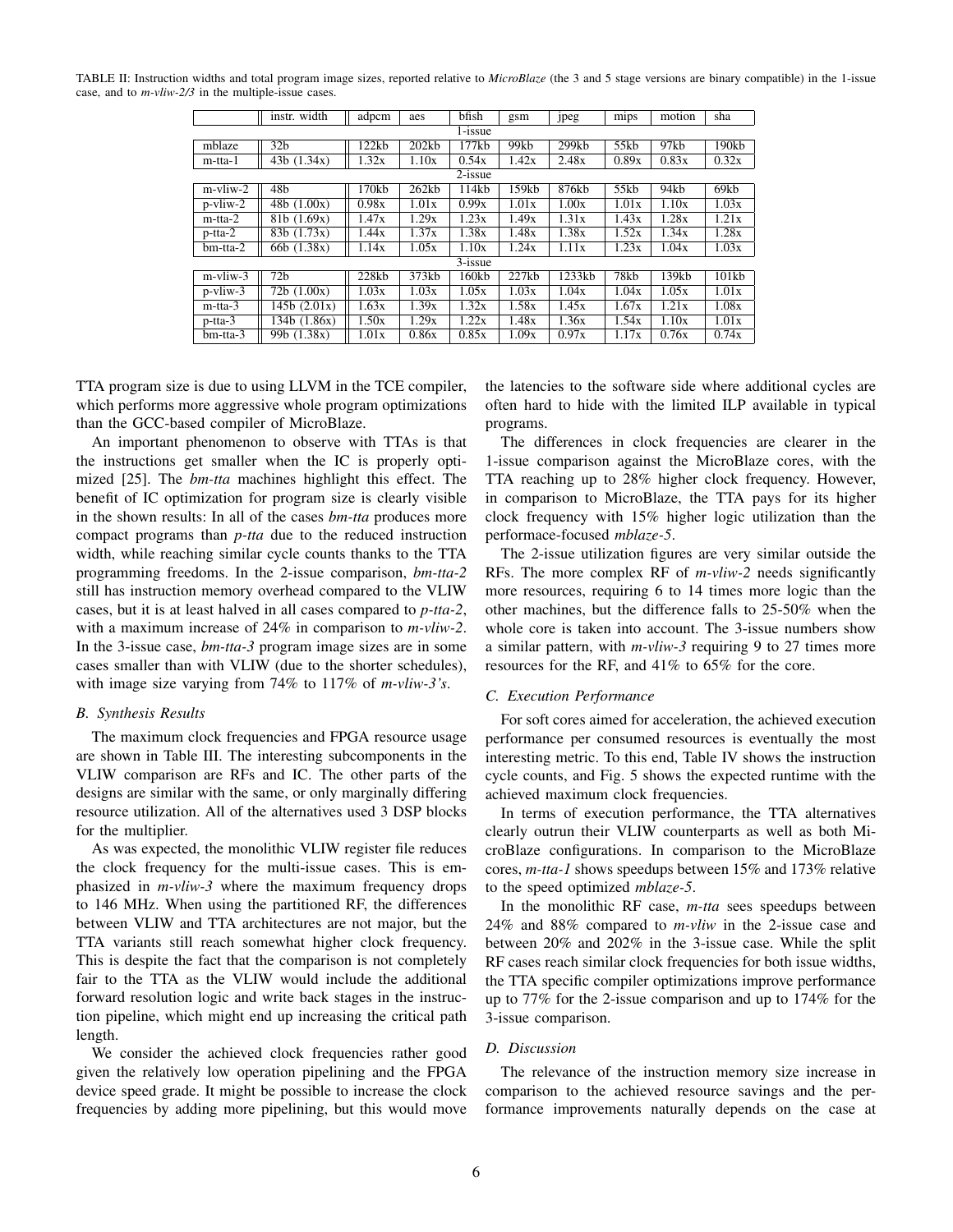TABLE II: Instruction widths and total program image sizes, reported relative to *MicroBlaze* (the 3 and 5 stage versions are binary compatible) in the 1-issue case, and to *m-vliw-2/3* in the multiple-issue cases.

| | instr. width | adpcm | aes | bfish | gsm | jpeg | mips | motion | sha |
|---|---|---|---|---|---|---|---|---|---|
| | | | | 1-issue | | | | | |
| mblaze | 32b | 122kb | 202kb | 177kb | 99kb | 299kb | 55kb | 97kb | 190kb |
| m-tta-1 | 43b (1.34x) | 1.32x | 1.10x | 0.54x | 1.42x | 2.48x | 0.89x | 0.83x | 0.32x |
| | | | | 2-issue | | | | | |
| m-vliw-2 | 48b | 170kb | 262kb | 114kb | 159kb | 876kb | 55kb | 94kb | 69kb |
| p-vliw-2 | 48b (1.00x) | 0.98x | 1.01x | 0.99x | 1.01x | 1.00x | 1.01x | 1.10x | 1.03x |
| m-tta-2 | 81b (1.69x) | 1.47x | 1.29x | 1.23x | 1.49x | 1.31x | 1.43x | 1.28x | 1.21x |
| p-tta-2 | 83b (1.73x) | 1.44x | 1.37x | 1.38x | 1.48x | 1.38x | 1.52x | 1.34x | 1.28x |
| bm-tta-2 | 66b (1.38x) | 1.14x | 1.05x | 1.10x | 1.24x | 1.11x | 1.23x | 1.04x | 1.03x |
| | | | | 3-issue | | | | | |
| m-vliw-3 | 72b | 228kb | 373kb | 160kb | 227kb | 1233kb | 78kb | 139kb | 101kb |
| p-vliw-3 | 72b (1.00x) | 1.03x | 1.03x | 1.05x | 1.03x | 1.04x | 1.04x | 1.05x | 1.01x |
| m-tta-3 | 145b (2.01x) | 1.63x | 1.39x | 1.32x | 1.58x | 1.45x | 1.67x | 1.21x | 1.08x |
| p-tta-3 | 134b (1.86x) | 1.50x | 1.29x | 1.22x | 1.48x | 1.36x | 1.54x | 1.10x | 1.01x |
| bm-tta-3 | 99b (1.38x) | 1.01x | 0.86x | 0.85x | 1.09x | 0.97x | 1.17x | 0.76x | 0.74x |

TTA program size is due to using LLVM in the TCE compiler, which performs more aggressive whole program optimizations than the GCC-based compiler of MicroBlaze.

An important phenomenon to observe with TTAs is that the instructions get smaller when the IC is properly optimized [25]. The *bm-tta* machines highlight this effect. The benefit of IC optimization for program size is clearly visible in the shown results: In all of the cases *bm-tta* produces more compact programs than *p-tta* due to the reduced instruction width, while reaching similar cycle counts thanks to the TTA programming freedoms. In the 2-issue comparison, *bm-tta-2* still has instruction memory overhead compared to the VLIW cases, but it is at least halved in all cases compared to *p-tta-2*, with a maximum increase of 24% in comparison to *m-vliw-2*. In the 3-issue case, *bm-tta-3* program image sizes are in some cases smaller than with VLIW (due to the shorter schedules), with image size varying from 74% to 117% of *m-vliw-3's*.

### B. Synthesis Results

The maximum clock frequencies and FPGA resource usage are shown in Table III. The interesting subcomponents in the VLIW comparison are RFs and IC. The other parts of the designs are similar with the same, or only marginally differing resource utilization. All of the alternatives used 3 DSP blocks for the multiplier.

As was expected, the monolithic VLIW register file reduces the clock frequency for the multi-issue cases. This is emphasized in *m-vliw-3* where the maximum frequency drops to 146 MHz. When using the partitioned RF, the differences between VLIW and TTA architectures are not major, but the TTA variants still reach somewhat higher clock frequency. This is despite the fact that the comparison is not completely fair to the TTA as the VLIW would include the additional forward resolution logic and write back stages in the instruction pipeline, which might end up increasing the critical path length.

We consider the achieved clock frequencies rather good given the relatively low operation pipelining and the FPGA device speed grade. It might be possible to increase the clock frequencies by adding more pipelining, but this would move the latencies to the software side where additional cycles are often hard to hide with the limited ILP available in typical programs.

The differences in clock frequencies are clearer in the 1-issue comparison against the MicroBlaze cores, with the TTA reaching up to 28% higher clock frequency. However, in comparison to MicroBlaze, the TTA pays for its higher clock frequency with 15% higher logic utilization than the performace-focused *mblaze-5*.

The 2-issue utilization figures are very similar outside the RFs. The more complex RF of *m-vliw-2* needs significantly more resources, requiring 6 to 14 times more logic than the other machines, but the difference falls to 25-50% when the whole core is taken into account. The 3-issue numbers show a similar pattern, with *m-vliw-3* requiring 9 to 27 times more resources for the RF, and 41% to 65% for the core.

### C. Execution Performance

For soft cores aimed for acceleration, the achieved execution performance per consumed resources is eventually the most interesting metric. To this end, Table IV shows the instruction cycle counts, and Fig. 5 shows the expected runtime with the achieved maximum clock frequencies.

In terms of execution performance, the TTA alternatives clearly outrun their VLIW counterparts as well as both MicroBlaze configurations. In comparison to the MicroBlaze cores, *m-tta-1* shows speedups between 15% and 173% relative to the speed optimized *mblaze-5*.

In the monolithic RF case, *m-tta* sees speedups between 24% and 88% compared to *m-vliw* in the 2-issue case and between 20% and 202% in the 3-issue case. While the split RF cases reach similar clock frequencies for both issue widths, the TTA specific compiler optimizations improve performance up to 77% for the 2-issue comparison and up to 174% for the 3-issue comparison.

### D. Discussion

The relevance of the instruction memory size increase in comparison to the achieved resource savings and the performance improvements naturally depends on the case at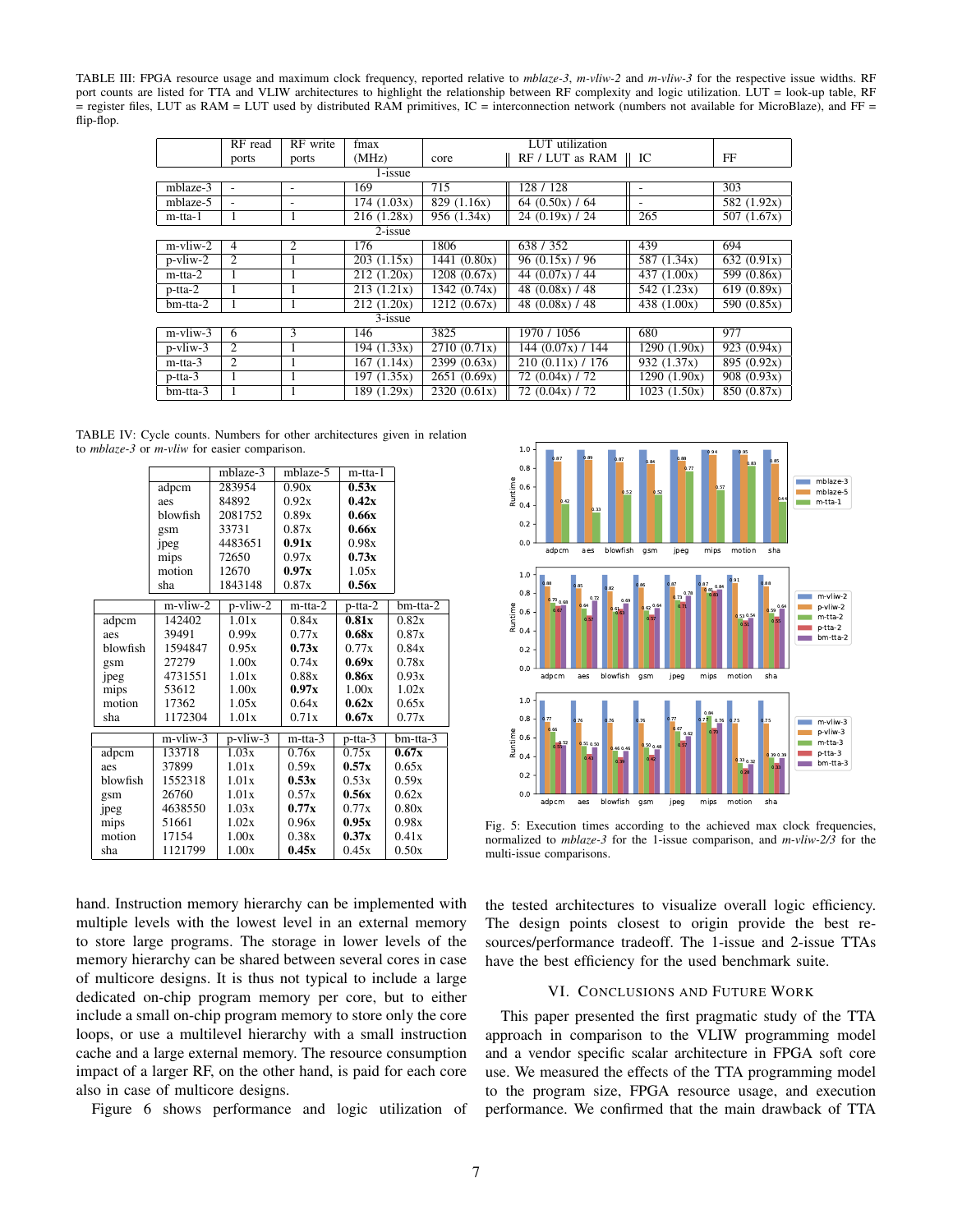TABLE III: FPGA resource usage and maximum clock frequency, reported relative to *mblaze-3*, *m-vliw-2* and *m-vliw-3* for the respective issue widths. RF port counts are listed for TTA and VLIW architectures to highlight the relationship between RF complexity and logic utilization. LUT = look-up table, RF = register files, LUT as RAM = LUT used by distributed RAM primitives, IC = interconnection network (numbers not available for MicroBlaze), and FF = flip-flop.

| | RF read ports | RF write ports | fmax (MHz) | LUT utilization core | RF / LUT as RAM | IC | FF |
|---|---|---|---|---|---|---|---|
| **1-issue** | | | | | | | |
| mblaze-3 | - | - | 169 | 715 | 128 / 128 | - | 303 |
| mblaze-5 | - | - | 174 (1.03x) | 829 (1.16x) | 64 (0.50x) / 64 | - | 582 (1.92x) |
| m-tta-1 | 1 | 1 | 216 (1.28x) | 956 (1.34x) | 24 (0.19x) / 24 | 265 | 507 (1.67x) |
| **2-issue** | | | | | | | |
| m-vliw-2 | 4 | 2 | 176 | 1806 | 638 / 352 | 439 | 694 |
| p-vliw-2 | 2 | 1 | 203 (1.15x) | 1441 (0.80x) | 96 (0.15x) / 96 | 587 (1.34x) | 632 (0.91x) |
| m-tta-2 | 1 | 1 | 212 (1.20x) | 1208 (0.67x) | 44 (0.07x) / 44 | 437 (1.00x) | 599 (0.86x) |
| p-tta-2 | 1 | 1 | 213 (1.21x) | 1342 (0.74x) | 48 (0.08x) / 48 | 542 (1.23x) | 619 (0.89x) |
| bm-tta-2 | 1 | 1 | 212 (1.20x) | 1212 (0.67x) | 48 (0.08x) / 48 | 438 (1.00x) | 590 (0.85x) |
| **3-issue** | | | | | | | |
| m-vliw-3 | 6 | 3 | 146 | 3825 | 1970 / 1056 | 680 | 977 |
| p-vliw-3 | 2 | 1 | 194 (1.33x) | 2710 (0.71x) | 144 (0.07x) / 144 | 1290 (1.90x) | 923 (0.94x) |
| m-tta-3 | 2 | 1 | 167 (1.14x) | 2399 (0.63x) | 210 (0.11x) / 176 | 932 (1.37x) | 895 (0.92x) |
| p-tta-3 | 1 | 1 | 197 (1.35x) | 2651 (0.69x) | 72 (0.04x) / 72 | 1290 (1.90x) | 908 (0.93x) |
| bm-tta-3 | 1 | 1 | 189 (1.29x) | 2320 (0.61x) | 72 (0.04x) / 72 | 1023 (1.50x) | 850 (0.87x) |

TABLE IV: Cycle counts. Numbers for other architectures given in relation to *mblaze-3* or *m-vliw* for easier comparison.

| | mblaze-3 | mblaze-5 | m-tta-1 |
|---|---|---|---|
| adpcm | 283954 | 0.90x | **0.53x** |
| aes | 84892 | 0.92x | **0.42x** |
| blowfish | 2081752 | 0.89x | **0.66x** |
| gsm | 33731 | 0.87x | **0.66x** |
| jpeg | 4483651 | **0.91x** | 0.98x |
| mips | 72650 | 0.97x | **0.73x** |
| motion | 12670 | **0.97x** | 1.05x |
| sha | 1843148 | 0.87x | **0.56x** |

| | m-vliw-2 | p-vliw-2 | m-tta-2 | p-tta-2 | bm-tta-2 |
|---|---|---|---|---|---|
| adpcm | 142402 | 1.01x | 0.84x | **0.81x** | 0.82x |
| aes | 39491 | 0.99x | 0.77x | **0.68x** | 0.87x |
| blowfish | 1594847 | 0.95x | **0.73x** | 0.77x | 0.84x |
| gsm | 27279 | 1.00x | 0.74x | **0.69x** | 0.78x |
| jpeg | 4731551 | 1.01x | 0.88x | **0.86x** | 0.93x |
| mips | 53612 | 1.00x | **0.97x** | 1.00x | 1.02x |
| motion | 17362 | 1.05x | 0.64x | **0.62x** | 0.65x |
| sha | 1172304 | 1.01x | 0.71x | **0.67x** | 0.77x |

| | m-vliw-3 | p-vliw-3 | m-tta-3 | p-tta-3 | bm-tta-3 |
|---|---|---|---|---|---|
| adpcm | 133718 | 1.03x | 0.76x | 0.75x | **0.67x** |
| aes | 37899 | 1.01x | 0.59x | **0.57x** | 0.65x |
| blowfish | 1552318 | 1.01x | **0.53x** | 0.53x | 0.59x |
| gsm | 26760 | 1.01x | 0.57x | **0.56x** | 0.62x |
| jpeg | 4638550 | 1.03x | **0.77x** | 0.77x | 0.80x |
| mips | 51661 | 1.02x | 0.96x | **0.95x** | 0.98x |
| motion | 17154 | 1.00x | 0.38x | **0.37x** | 0.41x |
| sha | 1121799 | 1.00x | **0.45x** | 0.45x | 0.50x |

hand. Instruction memory hierarchy can be implemented with multiple levels with the lowest level in an external memory to store large programs. The storage in lower levels of the memory hierarchy can be shared between several cores in case of multicore designs. It is thus not typical to include a large dedicated on-chip program memory per core, but to either include a small on-chip program memory to store only the core loops, or use a multilevel hierarchy with a small instruction cache and a large external memory. The resource consumption impact of a larger RF, on the other hand, is paid for each core also in case of multicore designs.

Figure 6 shows performance and logic utilization of the tested architectures to visualize overall logic efficiency. The design points closest to origin provide the best resources/performance tradeoff. The 1-issue and 2-issue TTAs have the best efficiency for the used benchmark suite.

Fig. 5: Execution times according to the achieved max clock frequencies, normalized to *mblaze-3* for the 1-issue comparison, and *m-vliw-2/3* for the multi-issue comparisons.

## VI. Conclusions and Future Work

This paper presented the first pragmatic study of the TTA approach in comparison to the VLIW programming model and a vendor specific scalar architecture in FPGA soft core use. We measured the effects of the TTA programming model to the program size, FPGA resource usage, and execution performance. We confirmed that the main drawback of TTA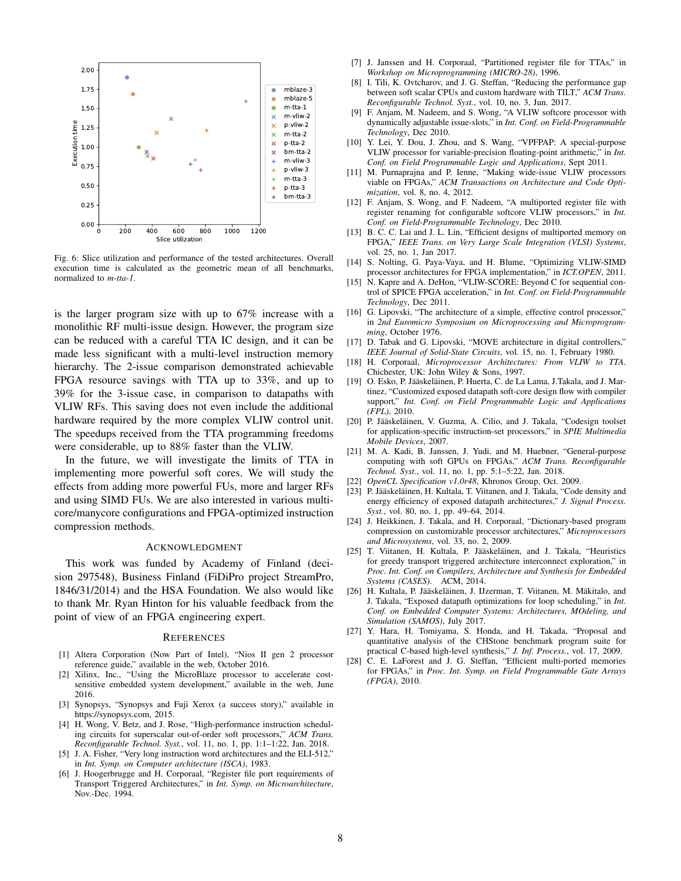2.00
1.75
1.50
1.25
1.00
0.75
0.50
0.25
0.00
Execution time
0
200
400
600
800
1000
1200
Slice utilization
mblaze-3
mblaze-5
m-tta-1
m-vliw-2
p-vliw-2
m-tta-2
p-tta-2
bm-tta-2
m-vliw-3
p-vliw-3
m-tta-3
p-tta-3
bm-tta-3

Fig. 6: Slice utilization and performance of the tested architectures. Overall execution time is calculated as the geometric mean of all benchmarks, normalized to *m-tta-1*.

is the larger program size with up to 67% increase with a monolithic RF multi-issue design. However, the program size can be reduced with a careful TTA IC design, and it can be made less significant with a multi-level instruction memory hierarchy. The 2-issue comparison demonstrated achievable FPGA resource savings with TTA up to 33%, and up to 39% for the 3-issue case, in comparison to datapaths with VLIW RFs. This saving does not even include the additional hardware required by the more complex VLIW control unit. The speedups received from the TTA programming freedoms were considerable, up to 88% faster than the VLIW.

In the future, we will investigate the limits of TTA in implementing more powerful soft cores. We will study the effects from adding more powerful FUs, more and larger RFs and using SIMD FUs. We are also interested in various multi-core/manycore configurations and FPGA-optimized instruction compression methods.

## Acknowledgment

This work was funded by Academy of Finland (decision 297548), Business Finland (FiDiPro project StreamPro, 1846/31/2014) and the HSA Foundation. We also would like to thank Mr. Ryan Hinton for his valuable feedback from the point of view of an FPGA engineering expert.

## References

[1] Altera Corporation (Now Part of Intel), "Nios II gen 2 processor reference guide," available in the web, October 2016.

[2] Xilinx, Inc., "Using the MicroBlaze processor to accelerate cost-sensitive embedded system development," available in the web, June 2016.

[3] Synopsys, "Synopsys and Fuji Xerox (a success story)," available in https://synopsys.com, 2015.

[4] H. Wong, V. Betz, and J. Rose, "High-performance instruction scheduling circuits for superscalar out-of-order soft processors," *ACM Trans. Reconfigurable Technol. Syst.*, vol. 11, no. 1, pp. 1:1–1:22, Jan. 2018.

[5] J. A. Fisher, "Very long instruction word architectures and the ELI-512," in *Int. Symp. on Computer architecture (ISCA)*, 1983.

[6] J. Hoogerbrugge and H. Corporaal, "Register file port requirements of Transport Triggered Architectures," in *Int. Symp. on Microarchitecture*, Nov.-Dec. 1994.

[7] J. Janssen and H. Corporaal, "Partitioned register file for TTAs," in *Workshop on Microprogramming (MICRO-28)*, 1996.

[8] I. Tili, K. Ovtcharov, and J. G. Steffan, "Reducing the performance gap between soft scalar CPUs and custom hardware with TILT," *ACM Trans. Reconfigurable Technol. Syst.*, vol. 10, no. 3, Jun. 2017.

[9] F. Anjam, M. Nadeem, and S. Wong, "A VLIW softcore processor with dynamically adjustable issue-slots," in *Int. Conf. on Field-Programmable Technology*, Dec 2010.

[10] Y. Lei, Y. Dou, J. Zhou, and S. Wang, "VPFPAP: A special-purpose VLIW processor for variable-precision floating-point arithmetic," in *Int. Conf. on Field Programmable Logic and Applications*, Sept 2011.

[11] M. Purnaprajna and P. Ienne, "Making wide-issue VLIW processors viable on FPGAs," *ACM Transactions on Architecture and Code Optimization*, vol. 8, no. 4, 2012.

[12] F. Anjam, S. Wong, and F. Nadeem, "A multiported register file with register renaming for configurable softcore VLIW processors," in *Int. Conf. on Field-Programmable Technology*, Dec 2010.

[13] B. C. C. Lai and J. L. Lin, "Efficient designs of multiported memory on FPGA," *IEEE Trans. on Very Large Scale Integration (VLSI) Systems*, vol. 25, no. 1, Jan 2017.

[14] S. Nolting, G. Paya-Vaya, and H. Blume, "Optimizing VLIW-SIMD processor architectures for FPGA implementation," in *ICT.OPEN*, 2011.

[15] N. Kapre and A. DeHon, "VLIW-SCORE: Beyond C for sequential control of SPICE FPGA acceleration," in *Int. Conf. on Field-Programmable Technology*, Dec 2011.

[16] G. Lipovski, "The architecture of a simple, effective control processor," in *2nd Euromicro Symposium on Microprocessing and Microprogramming*, October 1976.

[17] D. Tabak and G. Lipovski, "MOVE architecture in digital controllers," *IEEE Journal of Solid-State Circuits*, vol. 15, no. 1, February 1980.

[18] H. Corporaal, *Microprocessor Architectures: From VLIW to TTA*. Chichester, UK: John Wiley & Sons, 1997.

[19] O. Esko, P. Jääskeläinen, P. Huerta, C. de La Lama, J.Takala, and J. Martinez, "Customized exposed datapath soft-core design flow with compiler support," *Int. Conf. on Field Programmable Logic and Applications (FPL)*, 2010.

[20] P. Jääskeläinen, V. Guzma, A. Cilio, and J. Takala, "Codesign toolset for application-specific instruction-set processors," in *SPIE Multimedia Mobile Devices*, 2007.

[21] M. A. Kadi, B. Janssen, J. Yudi, and M. Huebner, "General-purpose computing with soft GPUs on FPGAs," *ACM Trans. Reconfigurable Technol. Syst.*, vol. 11, no. 1, pp. 5:1–5:22, Jan. 2018.

[22] *OpenCL Specification v1.0r48*, Khronos Group, Oct. 2009.

[23] P. Jääskeläinen, H. Kultala, T. Viitanen, and J. Takala, "Code density and energy efficiency of exposed datapath architectures," *J. Signal Process. Syst.*, vol. 80, no. 1, pp. 49–64, 2014.

[24] J. Heikkinen, J. Takala, and H. Corporaal, "Dictionary-based program compression on customizable processor architectures," *Microprocessors and Microsystems*, vol. 33, no. 2, 2009.

[25] T. Viitanen, H. Kultala, P. Jääskeläinen, and J. Takala, "Heuristics for greedy transport triggered architecture interconnect exploration," in *Proc. Int. Conf. on Compilers, Architecture and Synthesis for Embedded Systems (CASES)*. ACM, 2014.

[26] H. Kultala, P. Jääskeläinen, J. IJzerman, T. Viitanen, M. Mäkitalo, and J. Takala, "Exposed datapath optimizations for loop scheduling," in *Int. Conf. on Embedded Computer Systems: Architectures, MOdeling, and Simulation (SAMOS)*, July 2017.

[27] Y. Hara, H. Tomiyama, S. Honda, and H. Takada, "Proposal and quantitative analysis of the CHStone benchmark program suite for practical C-based high-level synthesis," *J. Inf. Process.*, vol. 17, 2009.

[28] C. E. LaForest and J. G. Steffan, "Efficient multi-ported memories for FPGAs," in *Proc. Int. Symp. on Field Programmable Gate Arrays (FPGA)*, 2010.